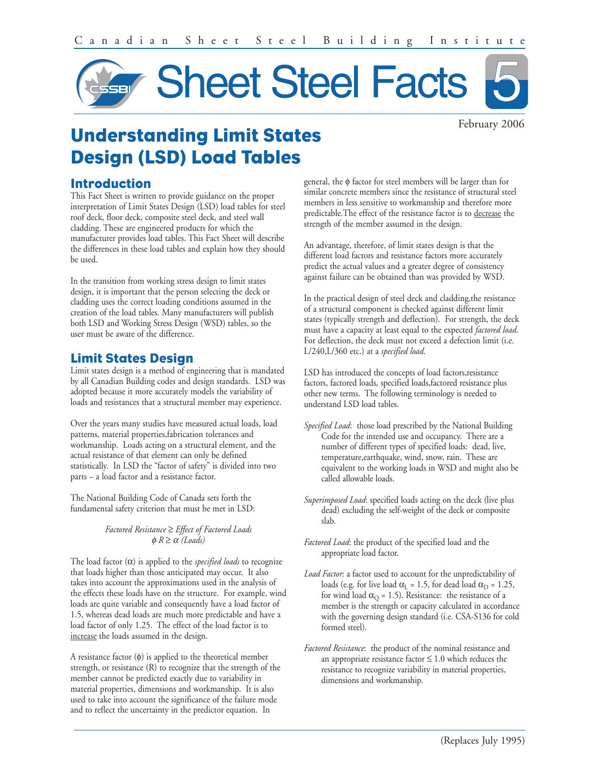Canadian Sheet Steel Building Institute

# Sheet Steel Facts 5

February 2006

# Understanding Limit States Design (LSD) Load Tables

## Introduction

This Fact Sheet is written to provide guidance on the proper interpretation of Limit States Design (LSD) load tables for steel roof deck, floor deck, composite steel deck, and steel wall cladding. These are engineered products for which the manufacturer provides load tables. This Fact Sheet will describe the differences in these load tables and explain how they should be used.

In the transition from working stress design to limit states design, it is important that the person selecting the deck or cladding uses the correct loading conditions assumed in the creation of the load tables. Many manufacturers will publish both LSD and Working Stress Design (WSD) tables, so the user must be aware of the difference.

## Limit States Design

Limit states design is a method of engineering that is mandated by all Canadian Building codes and design standards. LSD was adopted because it more accurately models the variability of loads and resistances that a structural member may experience.

Over the years many studies have measured actual loads, load patterns, material properties,fabrication tolerances and workmanship. Loads acting on a structural element, and the actual resistance of that element can only be defined statistically. In LSD the "factor of safety" is divided into two parts – a load factor and a resistance factor.

The National Building Code of Canada sets forth the fundamental safety criterion that must be met in LSD:

*Factored Resistance ≥ Effect of Factored Loads*

$$\phi R \geq \alpha \text{ (Loads)}$$

The load factor ($\alpha$) is applied to the *specified loads* to recognize that loads higher than those anticipated may occur. It also takes into account the approximations used in the analysis of the effects these loads have on the structure. For example, wind loads are quite variable and consequently have a load factor of 1.5, whereas dead loads are much more predictable and have a load factor of only 1.25. The effect of the load factor is to increase the loads assumed in the design.

A resistance factor ($\phi$) is applied to the theoretical member strength, or resistance (R) to recognize that the strength of the member cannot be predicted exactly due to variability in material properties, dimensions and workmanship. It is also used to take into account the significance of the failure mode and to reflect the uncertainty in the predictor equation. In general, the $\phi$ factor for steel members will be larger than for similar concrete members since the resistance of structural steel members in less sensitive to workmanship and therefore more predictable.The effect of the resistance factor is to decrease the strength of the member assumed in the design.

An advantage, therefore, of limit states design is that the different load factors and resistance factors more accurately predict the actual values and a greater degree of consistency against failure can be obtained than was provided by WSD.

In the practical design of steel deck and cladding,the resistance of a structural component is checked against different limit states (typically strength and deflection). For strength, the deck must have a capacity at least equal to the expected *factored load*. For deflection, the deck must not exceed a defection limit (i.e. L/240,L/360 etc.) at a *specified load*.

LSD has introduced the concepts of load factors,resistance factors, factored loads, specified loads,factored resistance plus other new terms. The following terminology is needed to understand LSD load tables.

*Specified Load*: those load prescribed by the National Building Code for the intended use and occupancy. There are a number of different types of specified loads: dead, live, temperature,earthquake, wind, snow, rain. These are equivalent to the working loads in WSD and might also be called allowable loads.

*Superimposed Load*: specified loads acting on the deck (live plus dead) excluding the self-weight of the deck or composite slab.

*Factored Load*: the product of the specified load and the appropriate load factor.

*Load Factor*: a factor used to account for the unpredictability of loads (e.g. for live load $\alpha_L$ = 1.5, for dead load $\alpha_D$ = 1.25, for wind load $\alpha_Q$ = 1.5). Resistance: the resistance of a member is the strength or capacity calculated in accordance with the governing design standard (i.e. CSA-S136 for cold formed steel).

*Factored Resistance*: the product of the nominal resistance and an appropriate resistance factor ≤ 1.0 which reduces the resistance to recognize variability in material properties, dimensions and workmanship.

(Replaces July 1995)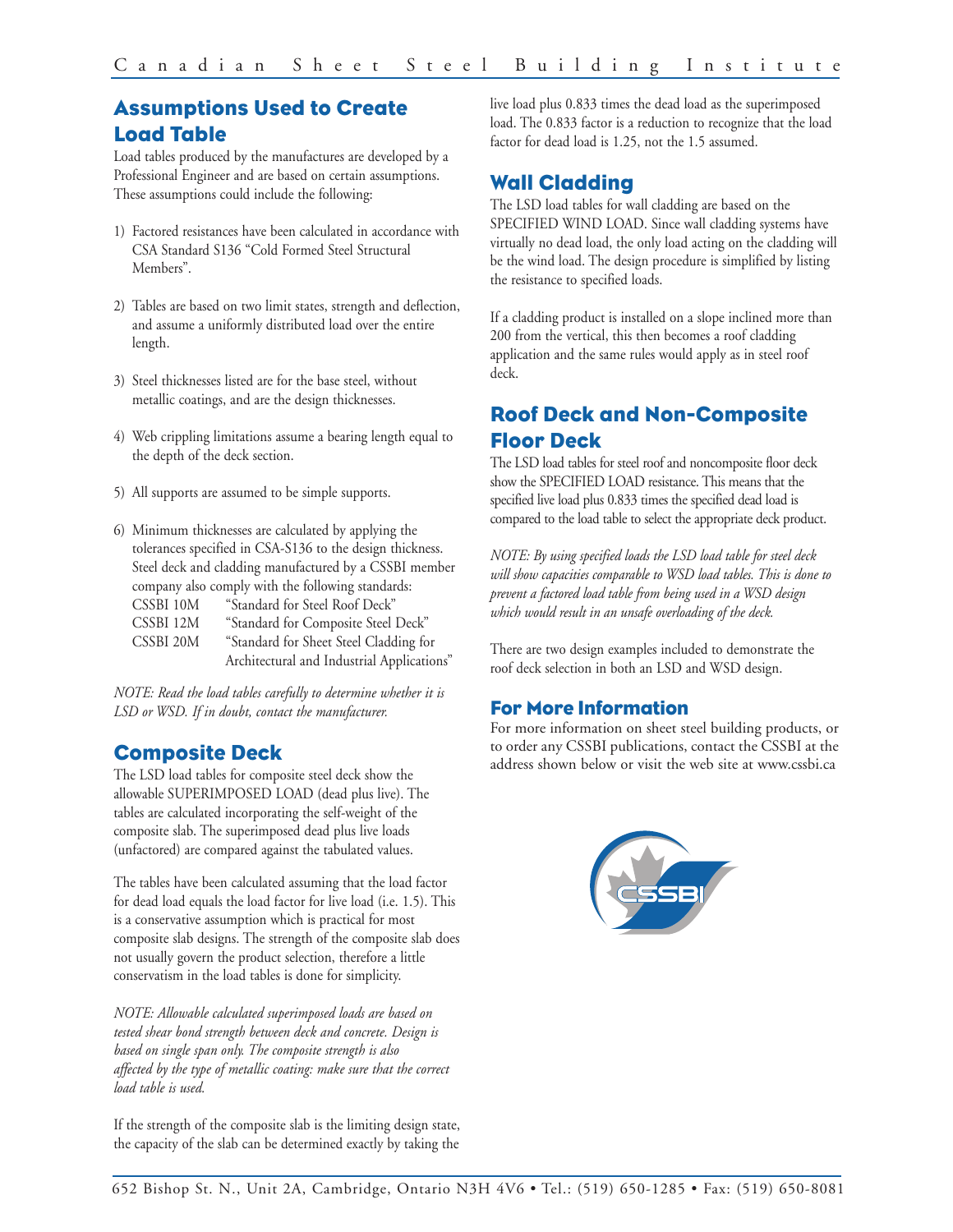## Assumptions Used to Create Load Table

Load tables produced by the manufactures are developed by a Professional Engineer and are based on certain assumptions. These assumptions could include the following:

1) Factored resistances have been calculated in accordance with CSA Standard S136 "Cold Formed Steel Structural Members".

2) Tables are based on two limit states, strength and deflection, and assume a uniformly distributed load over the entire length.

3) Steel thicknesses listed are for the base steel, without metallic coatings, and are the design thicknesses.

4) Web crippling limitations assume a bearing length equal to the depth of the deck section.

5) All supports are assumed to be simple supports.

6) Minimum thicknesses are calculated by applying the tolerances specified in CSA-S136 to the design thickness. Steel deck and cladding manufactured by a CSSBI member company also comply with the following standards:
   CSSBI 10M "Standard for Steel Roof Deck"
   CSSBI 12M "Standard for Composite Steel Deck"
   CSSBI 20M "Standard for Sheet Steel Cladding for Architectural and Industrial Applications"

*NOTE: Read the load tables carefully to determine whether it is LSD or WSD. If in doubt, contact the manufacturer.*

## Composite Deck

The LSD load tables for composite steel deck show the allowable SUPERIMPOSED LOAD (dead plus live). The tables are calculated incorporating the self-weight of the composite slab. The superimposed dead plus live loads (unfactored) are compared against the tabulated values.

The tables have been calculated assuming that the load factor for dead load equals the load factor for live load (i.e. 1.5). This is a conservative assumption which is practical for most composite slab designs. The strength of the composite slab does not usually govern the product selection, therefore a little conservatism in the load tables is done for simplicity.

*NOTE: Allowable calculated superimposed loads are based on tested shear bond strength between deck and concrete. Design is based on single span only. The composite strength is also affected by the type of metallic coating: make sure that the correct load table is used.*

If the strength of the composite slab is the limiting design state, the capacity of the slab can be determined exactly by taking the live load plus 0.833 times the dead load as the superimposed load. The 0.833 factor is a reduction to recognize that the load factor for dead load is 1.25, not the 1.5 assumed.

## Wall Cladding

The LSD load tables for wall cladding are based on the SPECIFIED WIND LOAD. Since wall cladding systems have virtually no dead load, the only load acting on the cladding will be the wind load. The design procedure is simplified by listing the resistance to specified loads.

If a cladding product is installed on a slope inclined more than 200 from the vertical, this then becomes a roof cladding application and the same rules would apply as in steel roof deck.

## Roof Deck and Non-Composite Floor Deck

The LSD load tables for steel roof and noncomposite floor deck show the SPECIFIED LOAD resistance. This means that the specified live load plus 0.833 times the specified dead load is compared to the load table to select the appropriate deck product.

*NOTE: By using specified loads the LSD load table for steel deck will show capacities comparable to WSD load tables. This is done to prevent a factored load table from being used in a WSD design which would result in an unsafe overloading of the deck.*

There are two design examples included to demonstrate the roof deck selection in both an LSD and WSD design.

### For More Information

For more information on sheet steel building products, or to order any CSSBI publications, contact the CSSBI at the address shown below or visit the web site at www.cssbi.ca

CSSBI

652 Bishop St. N., Unit 2A, Cambridge, Ontario N3H 4V6 • Tel.: (519) 650-1285 • Fax: (519) 650-8081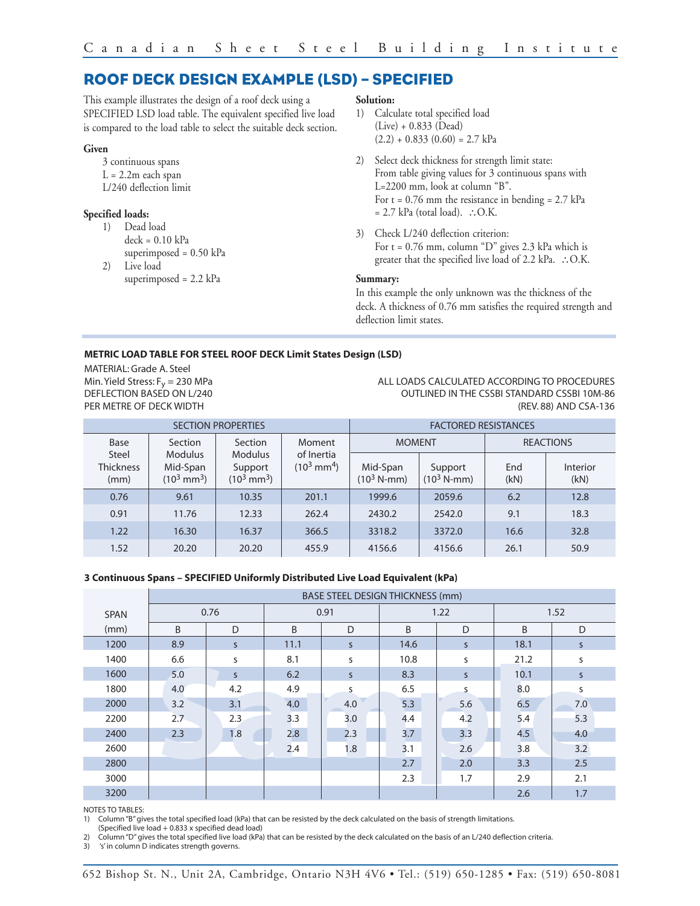# ROOF DECK DESIGN EXAMPLE (LSD) – SPECIFIED

This example illustrates the design of a roof deck using a SPECIFIED LSD load table. The equivalent specified live load is compared to the load table to select the suitable deck section.

**Given**

3 continuous spans
L = 2.2m each span
L/240 deflection limit

**Specified loads:**

1) Dead load
   deck = 0.10 kPa
   superimposed = 0.50 kPa
2) Live load
   superimposed = 2.2 kPa

**Solution:**

1) Calculate total specified load
   (Live) + 0.833 (Dead)
   (2.2) + 0.833 (0.60) = 2.7 kPa

2) Select deck thickness for strength limit state:
   From table giving values for 3 continuous spans with L=2200 mm, look at column "B".
   For t = 0.76 mm the resistance in bending = 2.7 kPa = 2.7 kPa (total load). ∴O.K.

3) Check L/240 deflection criterion:
   For t = 0.76 mm, column "D" gives 2.3 kPa which is greater that the specified live load of 2.2 kPa. ∴O.K.

**Summary:**

In this example the only unknown was the thickness of the deck. A thickness of 0.76 mm satisfies the required strength and deflection limit states.

**METRIC LOAD TABLE FOR STEEL ROOF DECK Limit States Design (LSD)**

MATERIAL: Grade A. Steel
Min. Yield Stress: $F_y$ = 230 MPa
DEFLECTION BASED ON L/240
PER METRE OF DECK WIDTH

ALL LOADS CALCULATED ACCORDING TO PROCEDURES OUTLINED IN THE CSSBI STANDARD CSSBI 10M-86 (REV. 88) AND CSA-136

| SECTION PROPERTIES | | | | FACTORED RESISTANCES | | | |
|---|---|---|---|---|---|---|---|
| | | | | MOMENT | | REACTIONS | |
| Base Steel Thickness (mm) | Section Modulus Mid-Span ($10^3$ mm$^3$) | Section Modulus Support ($10^3$ mm$^3$) | Moment of Inertia ($10^3$ mm$^4$) | Mid-Span ($10^3$ N-mm) | Support ($10^3$ N-mm) | End (kN) | Interior (kN) |
| 0.76 | 9.61 | 10.35 | 201.1 | 1999.6 | 2059.6 | 6.2 | 12.8 |
| 0.91 | 11.76 | 12.33 | 262.4 | 2430.2 | 2542.0 | 9.1 | 18.3 |
| 1.22 | 16.30 | 16.37 | 366.5 | 3318.2 | 3372.0 | 16.6 | 32.8 |
| 1.52 | 20.20 | 20.20 | 455.9 | 4156.6 | 4156.6 | 26.1 | 50.9 |

**3 Continuous Spans – SPECIFIED Uniformly Distributed Live Load Equivalent (kPa)**

| SPAN | BASE STEEL DESIGN THICKNESS (mm) | | | | | | | |
|---|---|---|---|---|---|---|---|---|
| | 0.76 | | 0.91 | | 1.22 | | 1.52 | |
| (mm) | B | D | B | D | B | D | B | D |
| 1200 | 8.9 | s | 11.1 | s | 14.6 | s | 18.1 | s |
| 1400 | 6.6 | s | 8.1 | s | 10.8 | s | 21.2 | s |
| 1600 | 5.0 | s | 6.2 | s | 8.3 | s | 10.1 | s |
| 1800 | 4.0 | 4.2 | 4.9 | s | 6.5 | s | 8.0 | s |
| 2000 | 3.2 | 3.1 | 4.0 | 4.0 | 5.3 | 5.6 | 6.5 | 7.0 |
| 2200 | 2.7 | 2.3 | 3.3 | 3.0 | 4.4 | 4.2 | 5.4 | 5.3 |
| 2400 | 2.3 | 1.8 | 2.8 | 2.3 | 3.7 | 3.3 | 4.5 | 4.0 |
| 2600 | | | 2.4 | 1.8 | 3.1 | 2.6 | 3.8 | 3.2 |
| 2800 | | | | | 2.7 | 2.0 | 3.3 | 2.5 |
| 3000 | | | | | 2.3 | 1.7 | 2.9 | 2.1 |
| 3200 | | | | | | | 2.6 | 1.7 |

NOTES TO TABLES:
1) Column "B" gives the total specified load (kPa) that can be resisted by the deck calculated on the basis of strength limitations. (Specified live load + 0.833 x specified dead load)
2) Column "D" gives the total specified live load (kPa) that can be resisted by the deck calculated on the basis of an L/240 deflection criteria.
3) 's' in column D indicates strength governs.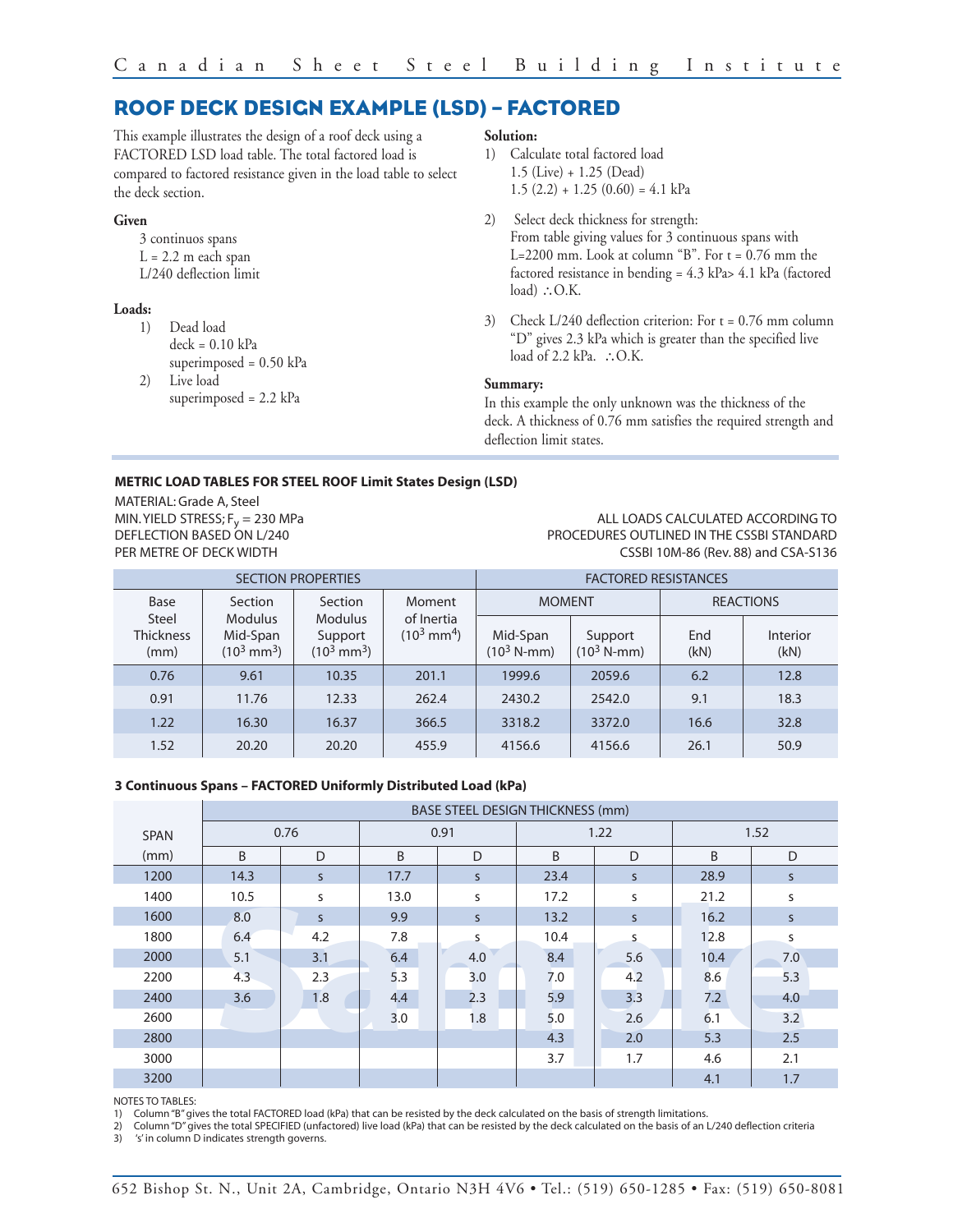# ROOF DECK DESIGN EXAMPLE (LSD) – FACTORED

This example illustrates the design of a roof deck using a FACTORED LSD load table. The total factored load is compared to factored resistance given in the load table to select the deck section.

**Given**

3 continuos spans
L = 2.2 m each span
L/240 deflection limit

**Loads:**

1) Dead load
   deck = 0.10 kPa
   superimposed = 0.50 kPa
2) Live load
   superimposed = 2.2 kPa

**Solution:**

1) Calculate total factored load
   1.5 (Live) + 1.25 (Dead)
   1.5 (2.2) + 1.25 (0.60) = 4.1 kPa
2) Select deck thickness for strength:
   From table giving values for 3 continuous spans with L=2200 mm. Look at column "B". For t = 0.76 mm the factored resistance in bending = 4.3 kPa> 4.1 kPa (factored load) ∴O.K.
3) Check L/240 deflection criterion: For t = 0.76 mm column "D" gives 2.3 kPa which is greater than the specified live load of 2.2 kPa. ∴O.K.

**Summary:**

In this example the only unknown was the thickness of the deck. A thickness of 0.76 mm satisfies the required strength and deflection limit states.

**METRIC LOAD TABLES FOR STEEL ROOF Limit States Design (LSD)**

MATERIAL: Grade A, Steel
MIN. YIELD STRESS; $F_y$ = 230 MPa
DEFLECTION BASED ON L/240
PER METRE OF DECK WIDTH

ALL LOADS CALCULATED ACCORDING TO PROCEDURES OUTLINED IN THE CSSBI STANDARD CSSBI 10M-86 (Rev. 88) and CSA-S136

| SECTION PROPERTIES | | | | FACTORED RESISTANCES | | | |
|---|---|---|---|---|---|---|---|
| | | | | MOMENT | | REACTIONS | |
| Base Steel Thickness (mm) | Section Modulus Mid-Span ($10^3$ mm$^3$) | Section Modulus Support ($10^3$ mm$^3$) | Moment of Inertia ($10^3$ mm$^4$) | Mid-Span ($10^3$ N-mm) | Support ($10^3$ N-mm) | End (kN) | Interior (kN) |
| 0.76 | 9.61 | 10.35 | 201.1 | 1999.6 | 2059.6 | 6.2 | 12.8 |
| 0.91 | 11.76 | 12.33 | 262.4 | 2430.2 | 2542.0 | 9.1 | 18.3 |
| 1.22 | 16.30 | 16.37 | 366.5 | 3318.2 | 3372.0 | 16.6 | 32.8 |
| 1.52 | 20.20 | 20.20 | 455.9 | 4156.6 | 4156.6 | 26.1 | 50.9 |

**3 Continuous Spans – FACTORED Uniformly Distributed Load (kPa)**

| SPAN (mm) | BASE STEEL DESIGN THICKNESS (mm) | | | | | | | |
|---|---|---|---|---|---|---|---|---|
| | 0.76 | | 0.91 | | 1.22 | | 1.52 | |
| | B | D | B | D | B | D | B | D |
| 1200 | 14.3 | s | 17.7 | s | 23.4 | s | 28.9 | s |
| 1400 | 10.5 | s | 13.0 | s | 17.2 | s | 21.2 | s |
| 1600 | 8.0 | s | 9.9 | s | 13.2 | s | 16.2 | s |
| 1800 | 6.4 | 4.2 | 7.8 | s | 10.4 | s | 12.8 | s |
| 2000 | 5.1 | 3.1 | 6.4 | 4.0 | 8.4 | 5.6 | 10.4 | 7.0 |
| 2200 | 4.3 | 2.3 | 5.3 | 3.0 | 7.0 | 4.2 | 8.6 | 5.3 |
| 2400 | 3.6 | 1.8 | 4.4 | 2.3 | 5.9 | 3.3 | 7.2 | 4.0 |
| 2600 | | | 3.0 | 1.8 | 5.0 | 2.6 | 6.1 | 3.2 |
| 2800 | | | | | 4.3 | 2.0 | 5.3 | 2.5 |
| 3000 | | | | | 3.7 | 1.7 | 4.6 | 2.1 |
| 3200 | | | | | | | 4.1 | 1.7 |

NOTES TO TABLES:

1) Column "B" gives the total FACTORED load (kPa) that can be resisted by the deck calculated on the basis of strength limitations.
2) Column "D" gives the total SPECIFIED (unfactored) live load (kPa) that can be resisted by the deck calculated on the basis of an L/240 deflection criteria
3) 's' in column D indicates strength governs.

652 Bishop St. N., Unit 2A, Cambridge, Ontario N3H 4V6 • Tel.: (519) 650-1285 • Fax: (519) 650-8081